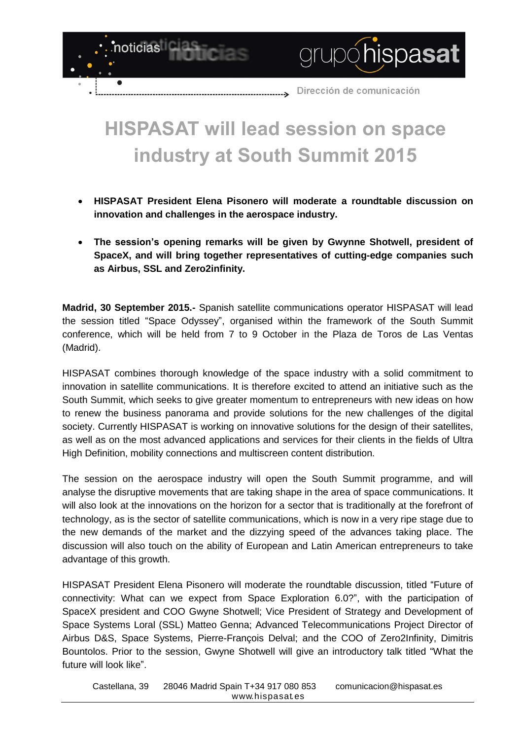# HISPASAT will lead session on space industry at South Summit 2015

- **HISPASAT President Elena Pisonero will moderate a roundtable discussion on innovation and challenges in the aerospace industry.**
- **The session's opening remarks will be given by Gwynne Shotwell, president of SpaceX, and will bring together representatives of cutting-edge companies such as Airbus, SSL and Zero2infinity.**

**Madrid, 30 September 2015.-** Spanish satellite communications operator HISPASAT will lead the session titled "Space Odyssey", organised within the framework of the South Summit conference, which will be held from 7 to 9 October in the Plaza de Toros de Las Ventas (Madrid).

HISPASAT combines thorough knowledge of the space industry with a solid commitment to innovation in satellite communications. It is therefore excited to attend an initiative such as the South Summit, which seeks to give greater momentum to entrepreneurs with new ideas on how to renew the business panorama and provide solutions for the new challenges of the digital society. Currently HISPASAT is working on innovative solutions for the design of their satellites, as well as on the most advanced applications and services for their clients in the fields of Ultra High Definition, mobility connections and multiscreen content distribution.

The session on the aerospace industry will open the South Summit programme, and will analyse the disruptive movements that are taking shape in the area of space communications. It will also look at the innovations on the horizon for a sector that is traditionally at the forefront of technology, as is the sector of satellite communications, which is now in a very ripe stage due to the new demands of the market and the dizzying speed of the advances taking place. The discussion will also touch on the ability of European and Latin American entrepreneurs to take advantage of this growth.

HISPASAT President Elena Pisonero will moderate the roundtable discussion, titled "Future of connectivity: What can we expect from Space Exploration 6.0?", with the participation of SpaceX president and COO Gwyne Shotwell; Vice President of Strategy and Development of Space Systems Loral (SSL) Matteo Genna; Advanced Telecommunications Project Director of Airbus D&S, Space Systems, Pierre-François Delval; and the COO of Zero2Infinity, Dimitris Bountolos. Prior to the session, Gwyne Shotwell will give an introductory talk titled "What the future will look like".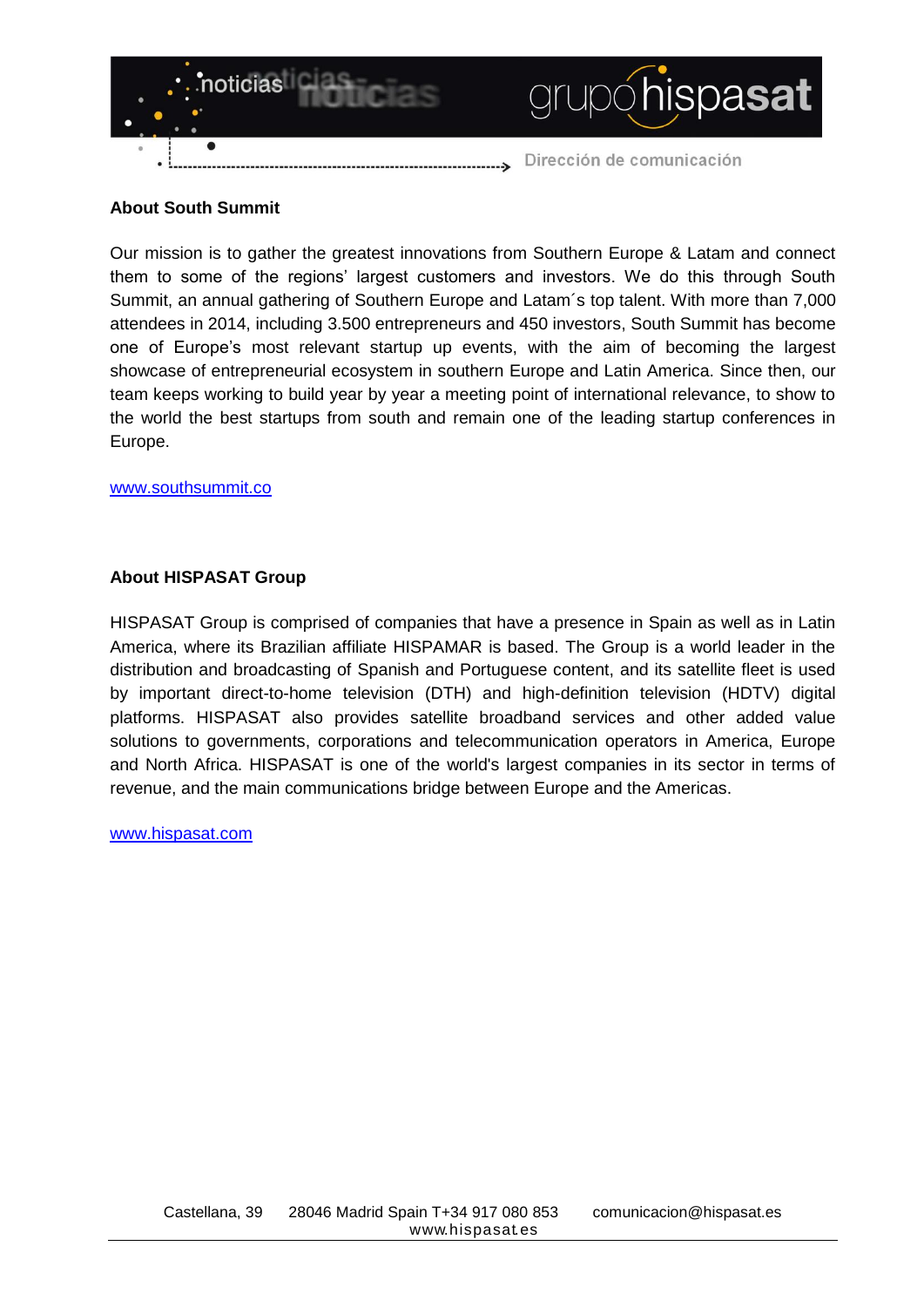**About South Summit**

Our mission is to gather the greatest innovations from Southern Europe & Latam and connect them to some of the regions' largest customers and investors. We do this through South Summit, an annual gathering of Southern Europe and Latam´s top talent. With more than 7,000 attendees in 2014, including 3.500 entrepreneurs and 450 investors, South Summit has become one of Europe's most relevant startup up events, with the aim of becoming the largest showcase of entrepreneurial ecosystem in southern Europe and Latin America. Since then, our team keeps working to build year by year a meeting point of international relevance, to show to the world the best startups from south and remain one of the leading startup conferences in Europe.

www.southsummit.co

**About HISPASAT Group**

HISPASAT Group is comprised of companies that have a presence in Spain as well as in Latin America, where its Brazilian affiliate HISPAMAR is based. The Group is a world leader in the distribution and broadcasting of Spanish and Portuguese content, and its satellite fleet is used by important direct-to-home television (DTH) and high-definition television (HDTV) digital platforms. HISPASAT also provides satellite broadband services and other added value solutions to governments, corporations and telecommunication operators in America, Europe and North Africa. HISPASAT is one of the world's largest companies in its sector in terms of revenue, and the main communications bridge between Europe and the Americas.

www.hispasat.com